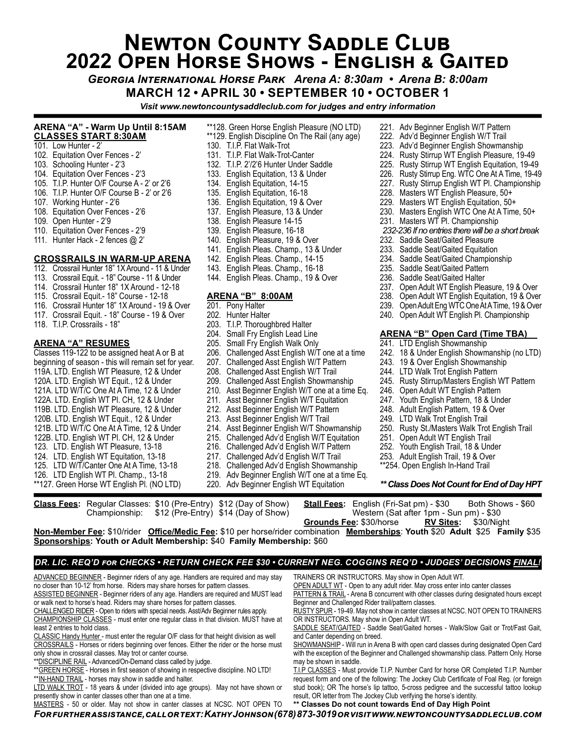# Newton County Saddle Club
# 2022 Open Horse Shows - English & Gaited

***Georgia International Horse Park*** ***Arena A: 8:30am • Arena B: 8:00am***

**MARCH 12 • APRIL 30 • SEPTEMBER 10 • OCTOBER 1**

***Visit www.newtoncountysaddleclub.com for judges and entry information***

**ARENA "A" - Warm Up Until 8:15AM**
**CLASSES START 8:30AM**

101. Low Hunter - 2'
102. Equitation Over Fences - 2'
103. Schooling Hunter - 2'3
104. Equitation Over Fences - 2'3
105. T.I.P. Hunter O/F Course A - 2' or 2'6
106. T.I.P. Hunter O/F Course B - 2' or 2'6
107. Working Hunter - 2'6
108. Equitation Over Fences - 2'6
109. Open Hunter - 2'9
110. Equitation Over Fences - 2'9
111. Hunter Hack - 2 fences @ 2'

**CROSSRAILS IN WARM-UP ARENA**

112. Crossrail Hunter 18" 1X Around - 11 & Under
113. Crossrail Equit. - 18" Course - 11 & Under
114. Crossrail Hunter 18" 1X Around - 12-18
115. Crossrail Equit.- 18" Course - 12-18
116. Crossrail Hunter 18" 1X Around - 19 & Over
117. Crossrail Equit. - 18" Course - 19 & Over
118. T.I.P. Crossrails - 18"

**ARENA "A" RESUMES**

Classes 119-122 to be assigned heat A or B at beginning of season - this will remain set for year.

119A. LTD. English WT Pleasure, 12 & Under
120A. LTD. English WT Equit., 12 & Under
121A. LTD W/T/C One At A Time, 12 & Under
122A. LTD. English WT Pl. CH, 12 & Under
119B. LTD. English WT Pleasure, 12 & Under
120B. LTD. English WT Equit., 12 & Under
121B. LTD W/T/C One At A Time, 12 & Under
122B. LTD. English WT Pl. CH, 12 & Under
123. LTD. English WT Pleasure, 13-18
124. LTD. English WT Equitation, 13-18
125. LTD W/T/Canter One At A Time, 13-18
126. LTD English WT Pl. Champ., 13-18
**127. Green Horse WT English Pl. (NO LTD)
**128. Green Horse English Pleasure (NO LTD)
**129. English Discipline On The Rail (any age)
130. T.I.P. Flat Walk-Trot
131. T.I.P. Flat Walk-Trot-Canter
132. T.I.P. 2'/2'6 Hunter Under Saddle
133. English Equitation, 13 & Under
134. English Equitation, 14-15
135. English Equitation, 16-18
136. English Equitation, 19 & Over
137. English Pleasure, 13 & Under
138. English Pleasure 14-15
139. English Pleasure, 16-18
140. English Pleasure, 19 & Over
141. English Pleas. Champ., 13 & Under
142. English Pleas. Champ., 14-15
143. English Pleas. Champ., 16-18
144. English Pleas. Champ., 19 & Over

**ARENA "B" 8:00AM**

201. Pony Halter
202. Hunter Halter
203. T.I.P. Thoroughbred Halter
204. Small Fry English Lead Line
205. Small Fry English Walk Only
206. Challenged Asst English W/T one at a time
207. Challenged Asst English W/T Pattern
208. Challenged Asst English W/T Trail
209. Challenged Asst English Showmanship
210. Asst Beginner English W/T one at a time Eq.
211. Asst Beginner English W/T Equitation
212. Asst Beginner English W/T Pattern
213. Asst Beginner English W/T Trail
214. Asst Beginner English W/T Showmanship
215. Challenged Adv'd English W/T Equitation
216. Challenged Adv'd English W/T Pattern
217. Challenged Adv'd English W/T Trail
218. Challenged Adv'd English Showmanship
219. Adv Beginner English W/T one at a time Eq.
220. Adv Beginner English W/T Equitation
221. Adv Beginner English W/T Pattern
222. Adv'd Beginner English W/T Trail
223. Adv'd Beginner English Showmanship
224. Rusty Stirrup WT English Pleasure, 19-49
225. Rusty Stirrup WT English Equitation, 19-49
226. Rusty Stirrup Eng. WTC One At A Time, 19-49
227. Rusty Stirrup English WT Pl. Championship
228. Masters WT English Pleasure, 50+
229. Masters WT English Equitation, 50+
230. Masters English WTC One At A Time, 50+
231. Masters WT Pl. Championship

*232-236 If no entries there will be a short break*

232. Saddle Seat/Gaited Pleasure
233. Saddle Seat/Gaited Equitation
234. Saddle Seat/Gaited Championship
235. Saddle Seat/Gaited Pattern
236. Saddle Seat/Gaited Halter
237. Open Adult WT English Pleasure, 19 & Over
238. Open Adult WT English Equitation, 19 & Over
239. Open Adult Eng WTC One At A Time, 19 & Over
240. Open Adult WT English Pl. Championship

**ARENA "B" Open Card (Time TBA)**

241. LTD English Showmanship
242. 18 & Under English Showmanship (no LTD)
243. 19 & Over English Showmanship
244. LTD Walk Trot English Pattern
245. Rusty Stirrup/Masters English WT Pattern
246. Open Adult WT English Pattern
247. Youth English Pattern, 18 & Under
248. Adult English Pattern, 19 & Over
249. LTD Walk Trot English Trail
250. Rusty St./Masters Walk Trot English Trail
251. Open Adult WT English Trail
252. Youth English Trail, 18 & Under
253. Adult English Trail, 19 & Over
**254. Open English In-Hand Trail

***\*\* Class Does Not Count for End of Day HPT***

**Class Fees:** Regular Classes: $10 (Pre-Entry) $12 (Day of Show)
Championship: $12 (Pre-Entry) $14 (Day of Show)

**Stall Fees:** English (Fri-Sat pm) - $30 Both Shows - $60
Western (Sat after 1pm - Sun pm) - $30

**Grounds Fee:** $30/horse **RV Sites:** $30/Night

**Non-Member Fee:** $10/rider **Office/Medic Fee:** $10 per horse/rider combination **Memberships**: **Youth** $20 **Adult** $25 **Family** $35

**Sponsorships: Youth or Adult Membership:** $40 **Family Membership:** $60

***DR. LIC. REQ'D for CHECKS • RETURN CHECK FEE $30 • CURRENT NEG. COGGINS REQ'D • JUDGES' DECISIONS FINAL!***

ADVANCED BEGINNER - Beginner riders of any age. Handlers are required and may stay no closer than 10-12' from horse. Riders may share horses for pattern classes.

ASSISTED BEGINNER - Beginner riders of any age. Handlers are required and MUST lead or walk next to horse's head. Riders may share horses for pattern classes.

CHALLENGED RIDER - Open to riders with special needs. Asst/Adv Beginner rules apply.

CHAMPIONSHIP CLASSES - must enter one regular class in that division. MUST have at least 2 entries to hold class.

CLASSIC Handy Hunter - must enter the regular O/F class for that height division as well

CROSSRAILS - Horses or riders beginning over fences. Either the rider or the horse must only show in crossrail classes. May trot or canter course.

**DISCIPLINE RAIL - Advanced/On-Demand class called by judge.

**GREEN HORSE - Horses in first season of showing in respective discipline. NO LTD!

**IN-HAND TRAIL - horses may show in saddle and halter.

LTD WALK TROT - 18 years & under (divided into age groups). May not have shown or presently show in canter classes other than one at a time.

MASTERS - 50 or older. May not show in canter classes at NCSC. NOT OPEN TO TRAINERS OR INSTRUCTORS. May show in Open Adult WT.

OPEN ADULT WT - Open to any adult rider. May cross enter into canter classes

PATTERN & TRAIL - Arena B concurrent with other classes during designated hours except Beginner and Challenged Rider trail/pattern classes.

RUSTY SPUR - 19-49. May not show in canter classes at NCSC. NOT OPEN TO TRAINERS OR INSTRUCTORS. May show in Open Adult WT.

SADDLE SEAT/GAITED - Saddle Seat/Gaited horses - Walk/Slow Gait or Trot/Fast Gait, and Canter depending on breed.

SHOWMANSHIP - Will run in Arena B with open card classes during designated Open Card with the exception of the Beginner and Challenged showmanship class. Pattern Only. Horse may be shown in saddle.

T.I.P CLASSES - Must provide T.I.P. Number Card for horse OR Completed T.I.P. Number request form and one of the following: The Jockey Club Certificate of Foal Reg. (or foreign stud book); OR The horse's lip tattoo, 5-cross pedigree and the successful tattoo lookup result, OR letter from The Jockey Club verifying the horse's identity.

**\*\* Classes Do not count towards End of Day High Point**

***For further assistance, call or text: Kathy Johnson (678) 873-3019 or visit www.newtoncountysaddleclub.com***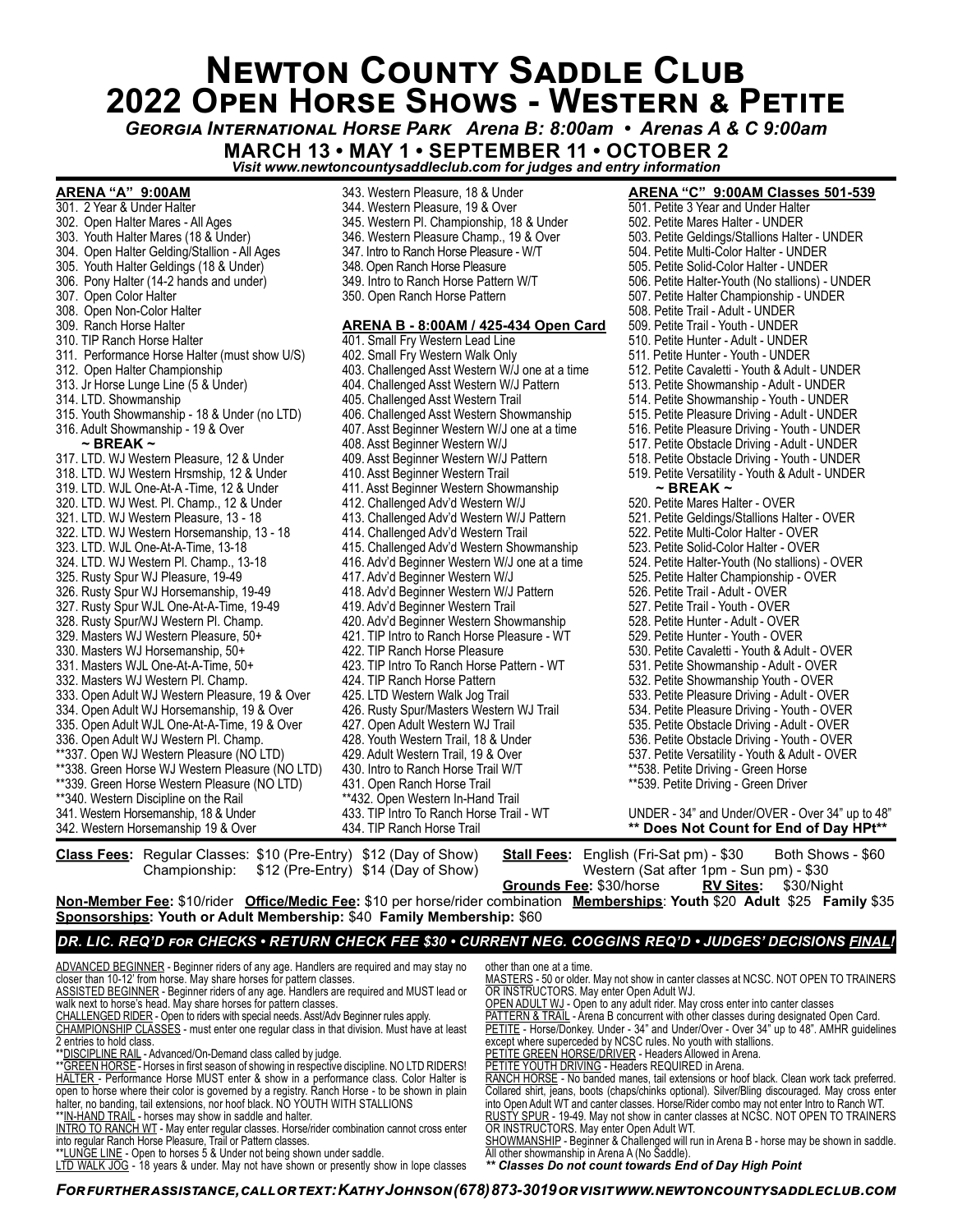# Newton County Saddle Club
# 2022 Open Horse Shows - Western & Petite

***Georgia International Horse Park** Arena B: 8:00am • Arenas A & C 9:00am*

**MARCH 13 • MAY 1 • SEPTEMBER 11 • OCTOBER 2**

*Visit www.newtoncountysaddleclub.com for judges and entry information*

## ARENA "A" 9:00AM

301. 2 Year & Under Halter
302. Open Halter Mares - All Ages
303. Youth Halter Mares (18 & Under)
304. Open Halter Gelding/Stallion - All Ages
305. Youth Halter Geldings (18 & Under)
306. Pony Halter (14-2 hands and under)
307. Open Color Halter
308. Open Non-Color Halter
309. Ranch Horse Halter
310. TIP Ranch Horse Halter
311. Performance Horse Halter (must show U/S)
312. Open Halter Championship
313. Jr Horse Lunge Line (5 & Under)
314. LTD. Showmanship
315. Youth Showmanship - 18 & Under (no LTD)
316. Adult Showmanship - 19 & Over

**~ BREAK ~**

317. LTD. WJ Western Pleasure, 12 & Under
318. LTD. WJ Western Hrsmship, 12 & Under
319. LTD. WJL One-At-A -Time, 12 & Under
320. LTD. WJ West. Pl. Champ., 12 & Under
321. LTD. WJ Western Pleasure, 13 - 18
322. LTD. WJ Western Horsemanship, 13 - 18
323. LTD. WJL One-At-A-Time, 13-18
324. LTD. WJ Western Pl. Champ., 13-18
325. Rusty Spur WJ Pleasure, 19-49
326. Rusty Spur WJ Horsemanship, 19-49
327. Rusty Spur WJL One-At-A-Time, 19-49
328. Rusty Spur/WJ Western Pl. Champ.
329. Masters WJ Western Pleasure, 50+
330. Masters WJ Horsemanship, 50+
331. Masters WJL One-At-A-Time, 50+
332. Masters WJ Western Pl. Champ.
333. Open Adult WJ Western Pleasure, 19 & Over
334. Open Adult WJ Horsemanship, 19 & Over
335. Open Adult WJL One-At-A-Time, 19 & Over
336. Open Adult WJ Western Pl. Champ.
**337. Open WJ Western Pleasure (NO LTD)
**338. Green Horse WJ Western Pleasure (NO LTD)
**339. Green Horse Western Pleasure (NO LTD)
**340. Western Discipline on the Rail
341. Western Horsemanship, 18 & Under
342. Western Horsemanship 19 & Over
343. Western Pleasure, 18 & Under
344. Western Pleasure, 19 & Over
345. Western Pl. Championship, 18 & Under
346. Western Pleasure Champ., 19 & Over
347. Intro to Ranch Horse Pleasure - W/T
348. Open Ranch Horse Pleasure
349. Intro to Ranch Horse Pattern W/T
350. Open Ranch Horse Pattern

## ARENA B - 8:00AM / 425-434 Open Card

401. Small Fry Western Lead Line
402. Small Fry Western Walk Only
403. Challenged Asst Western W/J one at a time
404. Challenged Asst Western W/J Pattern
405. Challenged Asst Western Trail
406. Challenged Asst Western Showmanship
407. Asst Beginner Western W/J one at a time
408. Asst Beginner Western W/J
409. Asst Beginner Western W/J Pattern
410. Asst Beginner Western Trail
411. Asst Beginner Western Showmanship
412. Challenged Adv'd Western W/J
413. Challenged Adv'd Western W/J Pattern
414. Challenged Adv'd Western Trail
415. Challenged Adv'd Western Showmanship
416. Adv'd Beginner Western W/J one at a time
417. Adv'd Beginner Western W/J
418. Adv'd Beginner Western W/J Pattern
419. Adv'd Beginner Western Trail
420. Adv'd Beginner Western Showmanship
421. TIP Intro to Ranch Horse Pleasure - WT
422. TIP Ranch Horse Pleasure
423. TIP Intro To Ranch Horse Pattern - WT
424. TIP Ranch Horse Pattern
425. LTD Western Walk Jog Trail
426. Rusty Spur/Masters Western WJ Trail
427. Open Adult Western WJ Trail
428. Youth Western Trail, 18 & Under
429. Adult Western Trail, 19 & Over
430. Intro to Ranch Horse Trail W/T
431. Open Ranch Horse Trail
**432. Open Western In-Hand Trail
433. TIP Intro To Ranch Horse Trail - WT
434. TIP Ranch Horse Trail

## ARENA "C" 9:00AM Classes 501-539

501. Petite 3 Year and Under Halter
502. Petite Mares Halter - UNDER
503. Petite Geldings/Stallions Halter - UNDER
504. Petite Multi-Color Halter - UNDER
505. Petite Solid-Color Halter - UNDER
506. Petite Halter-Youth (No stallions) - UNDER
507. Petite Halter Championship - UNDER
508. Petite Trail - Adult - UNDER
509. Petite Trail - Youth - UNDER
510. Petite Hunter - Adult - UNDER
511. Petite Hunter - Youth - UNDER
512. Petite Cavaletti - Youth & Adult - UNDER
513. Petite Showmanship - Adult - UNDER
514. Petite Showmanship - Youth - UNDER
515. Petite Pleasure Driving - Adult - UNDER
516. Petite Pleasure Driving - Youth - UNDER
517. Petite Obstacle Driving - Adult - UNDER
518. Petite Obstacle Driving - Youth - UNDER
519. Petite Versatility - Youth & Adult - UNDER

**~ BREAK ~**

520. Petite Mares Halter - OVER
521. Petite Geldings/Stallions Halter - OVER
522. Petite Multi-Color Halter - OVER
523. Petite Solid-Color Halter - OVER
524. Petite Halter-Youth (No stallions) - OVER
525. Petite Halter Championship - OVER
526. Petite Trail - Adult - OVER
527. Petite Trail - Youth - OVER
528. Petite Hunter - Adult - OVER
529. Petite Hunter - Youth - OVER
530. Petite Cavaletti - Youth & Adult - OVER
531. Petite Showmanship - Adult - OVER
532. Petite Showmanship Youth - OVER
533. Petite Pleasure Driving - Adult - OVER
534. Petite Pleasure Driving - Youth - OVER
535. Petite Obstacle Driving - Adult - OVER
536. Petite Obstacle Driving - Youth - OVER
537. Petite Versatility - Youth & Adult - OVER
**538. Petite Driving - Green Horse
**539. Petite Driving - Green Driver

UNDER - 34" and Under/OVER - Over 34" up to 48"

**** Does Not Count for End of Day HPt****

---

**Class Fees:** Regular Classes: $10 (Pre-Entry) $12 (Day of Show)
Championship: $12 (Pre-Entry) $14 (Day of Show)

**Stall Fees:** English (Fri-Sat pm) - $30 Both Shows - $60
Western (Sat after 1pm - Sun pm) - $30

**Grounds Fee:** $30/horse **RV Sites:** $30/Night

**Non-Member Fee:** $10/rider **Office/Medic Fee:** $10 per horse/rider combination **Memberships**: **Youth** $20 **Adult** $25 **Family** $35

**Sponsorships: Youth or Adult Membership:** $40 **Family Membership:** $60

***DR. LIC. REQ'D FOR CHECKS • RETURN CHECK FEE $30 • CURRENT NEG. COGGINS REQ'D • JUDGES' DECISIONS FINAL!***

ADVANCED BEGINNER - Beginner riders of any age. Handlers are required and may stay no closer than 10-12' from horse. May share horses for pattern classes.

ASSISTED BEGINNER - Beginner riders of any age. Handlers are required and MUST lead or walk next to horse's head. May share horses for pattern classes.

CHALLENGED RIDER - Open to riders with special needs. Asst/Adv Beginner rules apply.

CHAMPIONSHIP CLASSES - must enter one regular class in that division. Must have at least 2 entries to hold class.

**DISCIPLINE RAIL - Advanced/On-Demand class called by judge.

**GREEN HORSE - Horses in first season of showing in respective discipline. NO LTD RIDERS!

HALTER - Performance Horse MUST enter & show in a performance class. Color Halter is open to horse where their color is governed by a registry. Ranch Horse - to be shown in plain halter, no banding, tail extensions, nor hoof black. NO YOUTH WITH STALLIONS

**IN-HAND TRAIL - horses may show in saddle and halter.

INTRO TO RANCH WT - May enter regular classes. Horse/rider combination cannot cross enter into regular Ranch Horse Pleasure, Trail or Pattern classes.

**LUNGE LINE - Open to horses 5 & Under not being shown under saddle.

LTD WALK JOG - 18 years & under. May not have shown or presently show in lope classes other than one at a time.

MASTERS - 50 or older. May not show in canter classes at NCSC. NOT OPEN TO TRAINERS OR INSTRUCTORS. May enter Open Adult WJ.

OPEN ADULT WJ - Open to any adult rider. May cross enter into canter classes

PATTERN & TRAIL - Arena B concurrent with other classes during designated Open Card.

PETITE - Horse/Donkey. Under - 34" and Under/Over - Over 34" up to 48". AMHR guidelines except where superceded by NCSC rules. No youth with stallions.

PETITE GREEN HORSE/DRIVER - Headers Allowed in Arena.

PETITE YOUTH DRIVING - Headers REQUIRED in Arena.

RANCH HORSE - No banded manes, tail extensions or hoof black. Clean work tack preferred. Collared shirt, jeans, boots (chaps/chinks optional). Silver/Bling discouraged. May cross enter into Open Adult WT and canter classes. Horse/Rider combo may not enter Intro to Ranch WT.

RUSTY SPUR - 19-49. May not show in canter classes at NCSC. NOT OPEN TO TRAINERS OR INSTRUCTORS. May enter Open Adult WT.

SHOWMANSHIP - Beginner & Challenged will run in Arena B - horse may be shown in saddle. All other showmanship in Arena A (No Saddle).

***** Classes Do not count towards End of Day High Point***

***For further assistance, call or text: Kathy Johnson (678) 873-3019 or visit www.newtoncountysaddleclub.com***